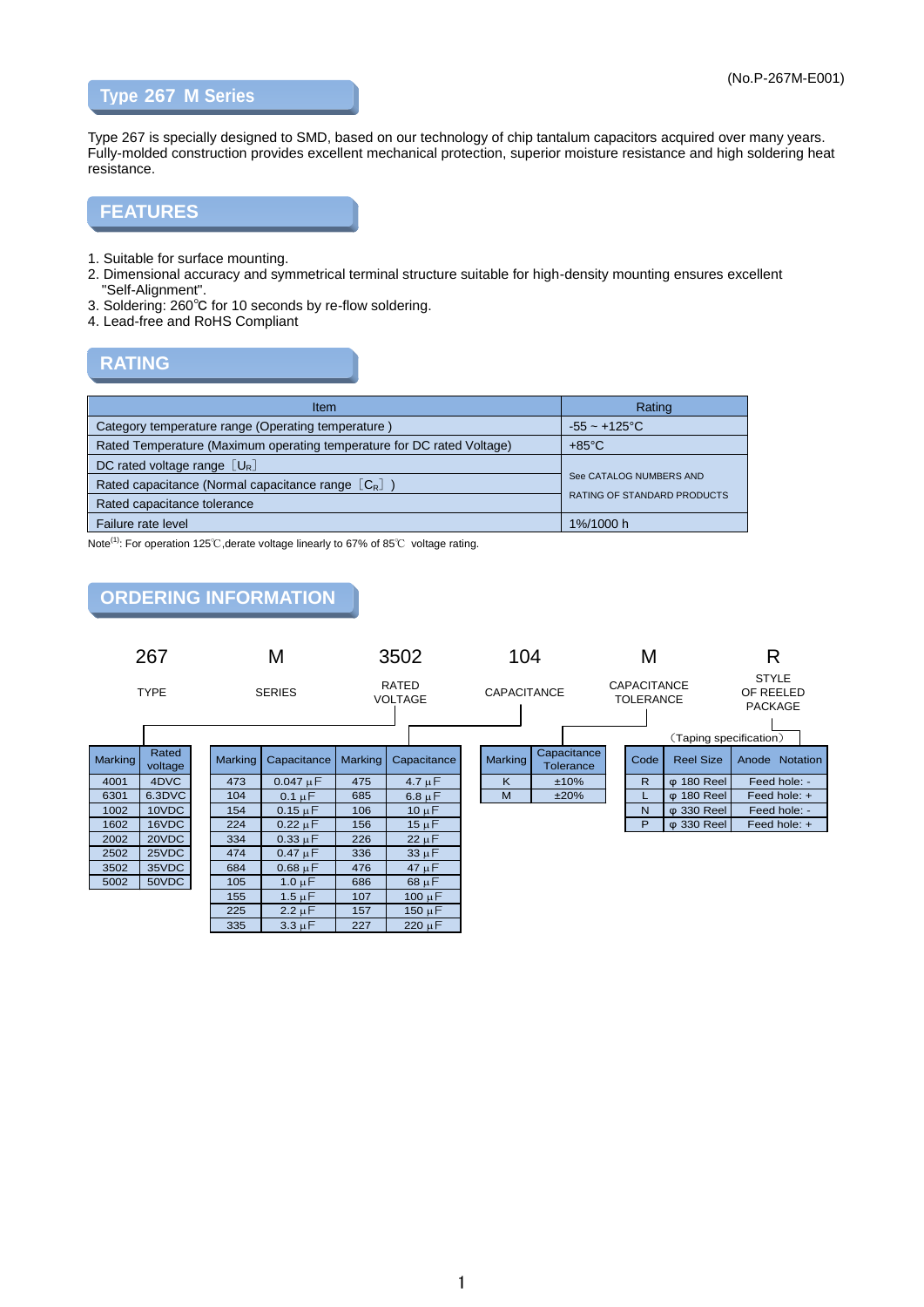(No.P-267M-E001)

# Type 267 M Series

Type 267 is specially designed to SMD, based on our technology of chip tantalum capacitors acquired over many years. Fully-molded construction provides excellent mechanical protection, superior moisture resistance and high soldering heat resistance.

## FEATURES

1. Suitable for surface mounting.
2. Dimensional accuracy and symmetrical terminal structure suitable for high-density mounting ensures excellent "Self-Alignment".
3. Soldering: 260℃ for 10 seconds by re-flow soldering.
4. Lead-free and RoHS Compliant

## RATING

| Item | Rating |
|---|---|
| Category temperature range (Operating temperature ) | -55 ~ +125°C |
| Rated Temperature (Maximum operating temperature for DC rated Voltage) | +85°C |
| DC rated voltage range［$U_R$］ | See CATALOG NUMBERS AND RATING OF STANDARD PRODUCTS |
| Rated capacitance (Normal capacitance range［$C_R$］) | |
| Rated capacitance tolerance | |
| Failure rate level | 1%/1000 h |

Note[1]: For operation 125℃,derate voltage linearly to 67% of 85℃ voltage rating.

## ORDERING INFORMATION

| 267 | M | 3502 | 104 | M | R |
|---|---|---|---|---|---|
| TYPE | SERIES | RATED VOLTAGE | CAPACITANCE | CAPACITANCE TOLERANCE | STYLE OF REELED PACKAGE |

**Rated voltage**

| Marking | Rated voltage |
|---|---|
| 4001 | 4DVC |
| 6301 | 6.3DVC |
| 1002 | 10VDC |
| 1602 | 16VDC |
| 2002 | 20VDC |
| 2502 | 25VDC |
| 3502 | 35VDC |
| 5002 | 50VDC |

**Capacitance**

| Marking | Capacitance | Marking | Capacitance |
|---|---|---|---|
| 473 | 0.047 μF | 475 | 4.7 μF |
| 104 | 0.1 μF | 685 | 6.8 μF |
| 154 | 0.15 μF | 106 | 10 μF |
| 224 | 0.22 μF | 156 | 15 μF |
| 334 | 0.33 μF | 226 | 22 μF |
| 474 | 0.47 μF | 336 | 33 μF |
| 684 | 0.68 μF | 476 | 47 μF |
| 105 | 1.0 μF | 686 | 68 μF |
| 155 | 1.5 μF | 107 | 100 μF |
| 225 | 2.2 μF | 157 | 150 μF |
| 335 | 3.3 μF | 227 | 220 μF |

**Capacitance Tolerance**

| Marking | Capacitance Tolerance |
|---|---|
| K | ±10% |
| M | ±20% |

**(Taping specification)**

| Code | Reel Size | Anode Notation |
|---|---|---|
| R | φ 180 Reel | Feed hole: - |
| L | φ 180 Reel | Feed hole: + |
| N | φ 330 Reel | Feed hole: - |
| P | φ 330 Reel | Feed hole: + |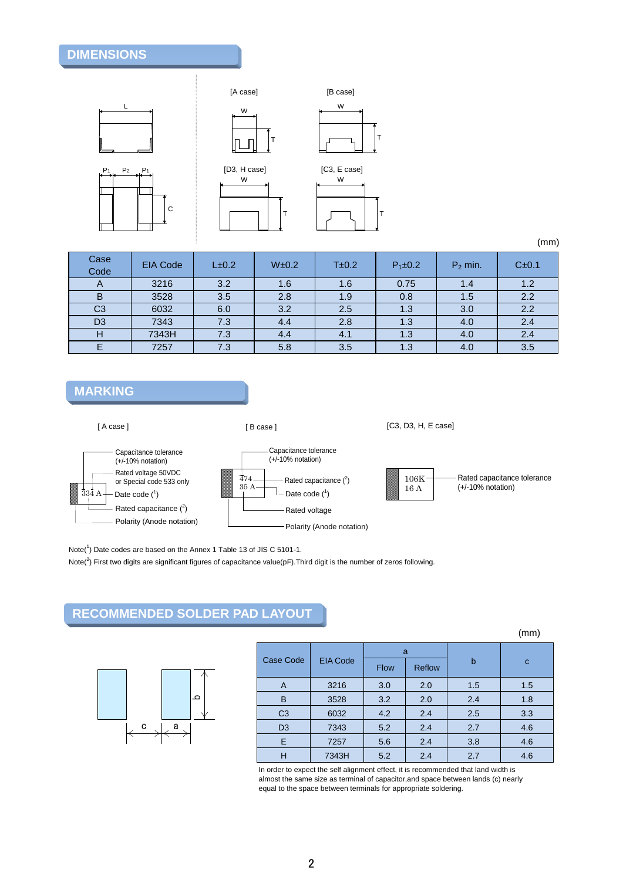## DIMENSIONS

[A case] [B case]

[D3, H case] [C3, E case]

(mm)

| Case Code | EIA Code | L±0.2 | W±0.2 | T±0.2 | $P_1$±0.2 | $P_2$ min. | C±0.1 |
|---|---|---|---|---|---|---|---|
| A | 3216 | 3.2 | 1.6 | 1.6 | 0.75 | 1.4 | 1.2 |
| B | 3528 | 3.5 | 2.8 | 1.9 | 0.8 | 1.5 | 2.2 |
| C3 | 6032 | 6.0 | 3.2 | 2.5 | 1.3 | 3.0 | 2.2 |
| D3 | 7343 | 7.3 | 4.4 | 2.8 | 1.3 | 4.0 | 2.4 |
| H | 7343H | 7.3 | 4.4 | 4.1 | 1.3 | 4.0 | 2.4 |
| E | 7257 | 7.3 | 5.8 | 3.5 | 1.3 | 4.0 | 3.5 |

## MARKING

[ A case ]

- Capacitance tolerance (+/-10% notation)
- Rated voltage 50VDC or Special code 533 only
- Date code (1)
- Rated capacitance (2)
- Polarity (Anode notation)

[ B case ]

- Capacitance tolerance (+/-10% notation)
- Rated capacitance (2)
- Date code (1)
- Rated voltage
- Polarity (Anode notation)

[C3, D3, H, E case]

- Rated capacitance tolerance (+/-10% notation)

Note(1) Date codes are based on the Annex 1 Table 13 of JIS C 5101-1.

Note(2) First two digits are significant figures of capacitance value(pF).Third digit is the number of zeros following.

## RECOMMENDED SOLDER PAD LAYOUT

(mm)

| Case Code | EIA Code | a | | b | c |
|---|---|---|---|---|---|
| | | Flow | Reflow | | |
| A | 3216 | 3.0 | 2.0 | 1.5 | 1.5 |
| B | 3528 | 3.2 | 2.0 | 2.4 | 1.8 |
| C3 | 6032 | 4.2 | 2.4 | 2.5 | 3.3 |
| D3 | 7343 | 5.2 | 2.4 | 2.7 | 4.6 |
| E | 7257 | 5.6 | 2.4 | 3.8 | 4.6 |
| H | 7343H | 5.2 | 2.4 | 2.7 | 4.6 |

In order to expect the self alignment effect, it is recommended that land width is almost the same size as terminal of capacitor,and space between lands (c) nearly equal to the space between terminals for appropriate soldering.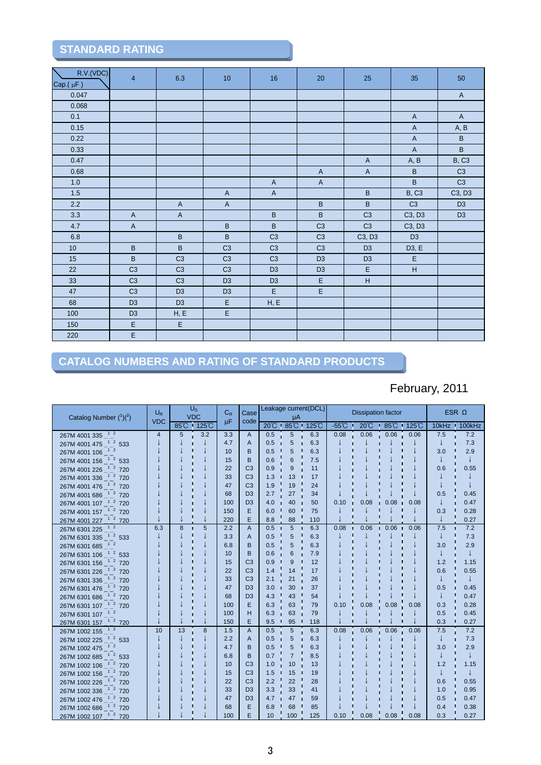## STANDARD RATING

| R.V.(VDC) / Cap.( μF ) | 4 | 6.3 | 10 | 16 | 20 | 25 | 35 | 50 |
|---|---|---|---|---|---|---|---|---|
| 0.047 | | | | | | | | A |
| 0.068 | | | | | | | | |
| 0.1 | | | | | | | A | A |
| 0.15 | | | | | | | A | A, B |
| 0.22 | | | | | | | A | B |
| 0.33 | | | | | | | A | B |
| 0.47 | | | | | | A | A, B | B, C3 |
| 0.68 | | | | | A | A | B | C3 |
| 1.0 | | | | A | A | | B | C3 |
| 1.5 | | | A | A | | B | B, C3 | C3, D3 |
| 2.2 | | A | A | | B | B | C3 | D3 |
| 3.3 | A | A | | B | B | C3 | C3, D3 | D3 |
| 4.7 | A | | B | B | C3 | C3 | C3, D3 | |
| 6.8 | | B | B | C3 | C3 | C3, D3 | D3 | |
| 10 | B | B | C3 | C3 | C3 | D3 | D3, E | |
| 15 | B | C3 | C3 | C3 | D3 | D3 | E | |
| 22 | C3 | C3 | C3 | D3 | D3 | E | H | |
| 33 | C3 | C3 | D3 | D3 | E | H | | |
| 47 | C3 | D3 | D3 | E | E | | | |
| 68 | D3 | D3 | E | H, E | | | | |
| 100 | D3 | H, E | E | | | | | |
| 150 | E | E | | | | | | |
| 220 | E | | | | | | | |

## CATALOG NUMBERS AND RATING OF STANDARD PRODUCTS

February, 2011

| Catalog Number (1)(2) | $U_R$ VDC | $U_S$ VDC 85℃ | $U_S$ VDC 125℃ | $C_R$ μF | Case code | Leakage current(DCL) μA 20℃ | 85℃ | 125℃ | Dissipation factor -55℃ | 20℃ | 85℃ | 125℃ | ESR Ω 10kHz | 100kHz |
|---|---|---|---|---|---|---|---|---|---|---|---|---|---|---|
| 267M 4001 335 _1 _2 | 4 | 5 | 3.2 | 3.3 | A | 0.5 | 5 | 6.3 | 0.08 | 0.06 | 0.06 | 0.06 | 7.5 | 7.2 |
| 267M 4001 475 _1 _2 533 | ↓ | ↓ | ↓ | 4.7 | A | 0.5 | 5 | 6.3 | ↓ | ↓ | ↓ | ↓ | ↓ | 7.3 |
| 267M 4001 106 _1 _2 | ↓ | ↓ | ↓ | 10 | B | 0.5 | 5 | 6.3 | ↓ | ↓ | ↓ | ↓ | 3.0 | 2.9 |
| 267M 4001 156 _1 _2 533 | ↓ | ↓ | ↓ | 15 | B | 0.6 | 6 | 7.5 | ↓ | ↓ | ↓ | ↓ | ↓ | ↓ |
| 267M 4001 226 _1 _2 720 | ↓ | ↓ | ↓ | 22 | C3 | 0.9 | 9 | 11 | ↓ | ↓ | ↓ | ↓ | 0.6 | 0.55 |
| 267M 4001 336 _1 _2 720 | ↓ | ↓ | ↓ | 33 | C3 | 1.3 | 13 | 17 | ↓ | ↓ | ↓ | ↓ | ↓ | ↓ |
| 267M 4001 476 _1 _2 720 | ↓ | ↓ | ↓ | 47 | C3 | 1.9 | 19 | 24 | ↓ | ↓ | ↓ | ↓ | ↓ | ↓ |
| 267M 4001 686 _1 _2 720 | ↓ | ↓ | ↓ | 68 | D3 | 2.7 | 27 | 34 | ↓ | ↓ | ↓ | ↓ | 0.5 | 0.45 |
| 267M 4001 107 _1 _2 720 | ↓ | ↓ | ↓ | 100 | D3 | 4.0 | 40 | 50 | 0.10 | 0.08 | 0.08 | 0.08 | ↓ | 0.47 |
| 267M 4001 157 _1 _2 720 | ↓ | ↓ | ↓ | 150 | E | 6.0 | 60 | 75 | ↓ | ↓ | ↓ | ↓ | 0.3 | 0.28 |
| 267M 4001 227 _1 _2 720 | ↓ | ↓ | ↓ | 220 | E | 8.8 | 88 | 110 | ↓ | ↓ | ↓ | ↓ | ↓ | 0.27 |
| 267M 6301 225 _1 _2 | 6.3 | 8 | 5 | 2.2 | A | 0.5 | 5 | 6.3 | 0.08 | 0.06 | 0.06 | 0.06 | 7.5 | 7.2 |
| 267M 6301 335 _1 _2 533 | ↓ | ↓ | ↓ | 3.3 | A | 0.5 | 5 | 6.3 | ↓ | ↓ | ↓ | ↓ | ↓ | 7.3 |
| 267M 6301 685 _1 _2 | ↓ | ↓ | ↓ | 6.8 | B | 0.5 | 5 | 6.3 | ↓ | ↓ | ↓ | ↓ | 3.0 | 2.9 |
| 267M 6301 106 _1 _2 533 | ↓ | ↓ | ↓ | 10 | B | 0.6 | 6 | 7.9 | ↓ | ↓ | ↓ | ↓ | ↓ | ↓ |
| 267M 6301 156 _1 _2 720 | ↓ | ↓ | ↓ | 15 | C3 | 0.9 | 9 | 12 | ↓ | ↓ | ↓ | ↓ | 1.2 | 1.15 |
| 267M 6301 226 _1 _2 720 | ↓ | ↓ | ↓ | 22 | C3 | 1.4 | 14 | 17 | ↓ | ↓ | ↓ | ↓ | 0.6 | 0.55 |
| 267M 6301 336 _1 _2 720 | ↓ | ↓ | ↓ | 33 | C3 | 2.1 | 21 | 26 | ↓ | ↓ | ↓ | ↓ | ↓ | ↓ |
| 267M 6301 476 _1 _2 720 | ↓ | ↓ | ↓ | 47 | D3 | 3.0 | 30 | 37 | ↓ | ↓ | ↓ | ↓ | 0.5 | 0.45 |
| 267M 6301 686 _1 _2 720 | ↓ | ↓ | ↓ | 68 | D3 | 4.3 | 43 | 54 | ↓ | ↓ | ↓ | ↓ | ↓ | 0.47 |
| 267M 6301 107 _1 _2 720 | ↓ | ↓ | ↓ | 100 | E | 6.3 | 63 | 79 | 0.10 | 0.08 | 0.08 | 0.08 | 0.3 | 0.28 |
| 267M 6301 107 _1 _2 | ↓ | ↓ | ↓ | 100 | H | 6.3 | 63 | 79 | ↓ | ↓ | ↓ | ↓ | 0.5 | 0.45 |
| 267M 6301 157 _1 _2 720 | ↓ | ↓ | ↓ | 150 | E | 9.5 | 95 | 118 | ↓ | ↓ | ↓ | ↓ | 0.3 | 0.27 |
| 267M 1002 155 _1 _2 | 10 | 13 | 8 | 1.5 | A | 0.5 | 5 | 6.3 | 0.08 | 0.06 | 0.06 | 0.06 | 7.5 | 7.2 |
| 267M 1002 225 _1 _2 533 | ↓ | ↓ | ↓ | 2.2 | A | 0.5 | 5 | 6.3 | ↓ | ↓ | ↓ | ↓ | ↓ | 7.3 |
| 267M 1002 475 _1 _2 | ↓ | ↓ | ↓ | 4.7 | B | 0.5 | 5 | 6.3 | ↓ | ↓ | ↓ | ↓ | 3.0 | 2.9 |
| 267M 1002 685 _1 _2 533 | ↓ | ↓ | ↓ | 6.8 | B | 0.7 | 7 | 8.5 | ↓ | ↓ | ↓ | ↓ | ↓ | ↓ |
| 267M 1002 106 _1 _2 720 | ↓ | ↓ | ↓ | 10 | C3 | 1.0 | 10 | 13 | ↓ | ↓ | ↓ | ↓ | 1.2 | 1.15 |
| 267M 1002 156 _1 _2 720 | ↓ | ↓ | ↓ | 15 | C3 | 1.5 | 15 | 19 | ↓ | ↓ | ↓ | ↓ | ↓ | ↓ |
| 267M 1002 226 _1 _2 720 | ↓ | ↓ | ↓ | 22 | C3 | 2.2 | 22 | 28 | ↓ | ↓ | ↓ | ↓ | 0.6 | 0.55 |
| 267M 1002 336 _1 _2 720 | ↓ | ↓ | ↓ | 33 | D3 | 3.3 | 33 | 41 | ↓ | ↓ | ↓ | ↓ | 1.0 | 0.95 |
| 267M 1002 476 _1 _2 720 | ↓ | ↓ | ↓ | 47 | D3 | 4.7 | 47 | 59 | ↓ | ↓ | ↓ | ↓ | 0.5 | 0.47 |
| 267M 1002 686 _1 _2 720 | ↓ | ↓ | ↓ | 68 | E | 6.8 | 68 | 85 | ↓ | ↓ | ↓ | ↓ | 0.4 | 0.38 |
| 267M 1002 107 _1 _2 720 | ↓ | ↓ | ↓ | 100 | E | 10 | 100 | 125 | 0.10 | 0.08 | 0.08 | 0.08 | 0.3 | 0.27 |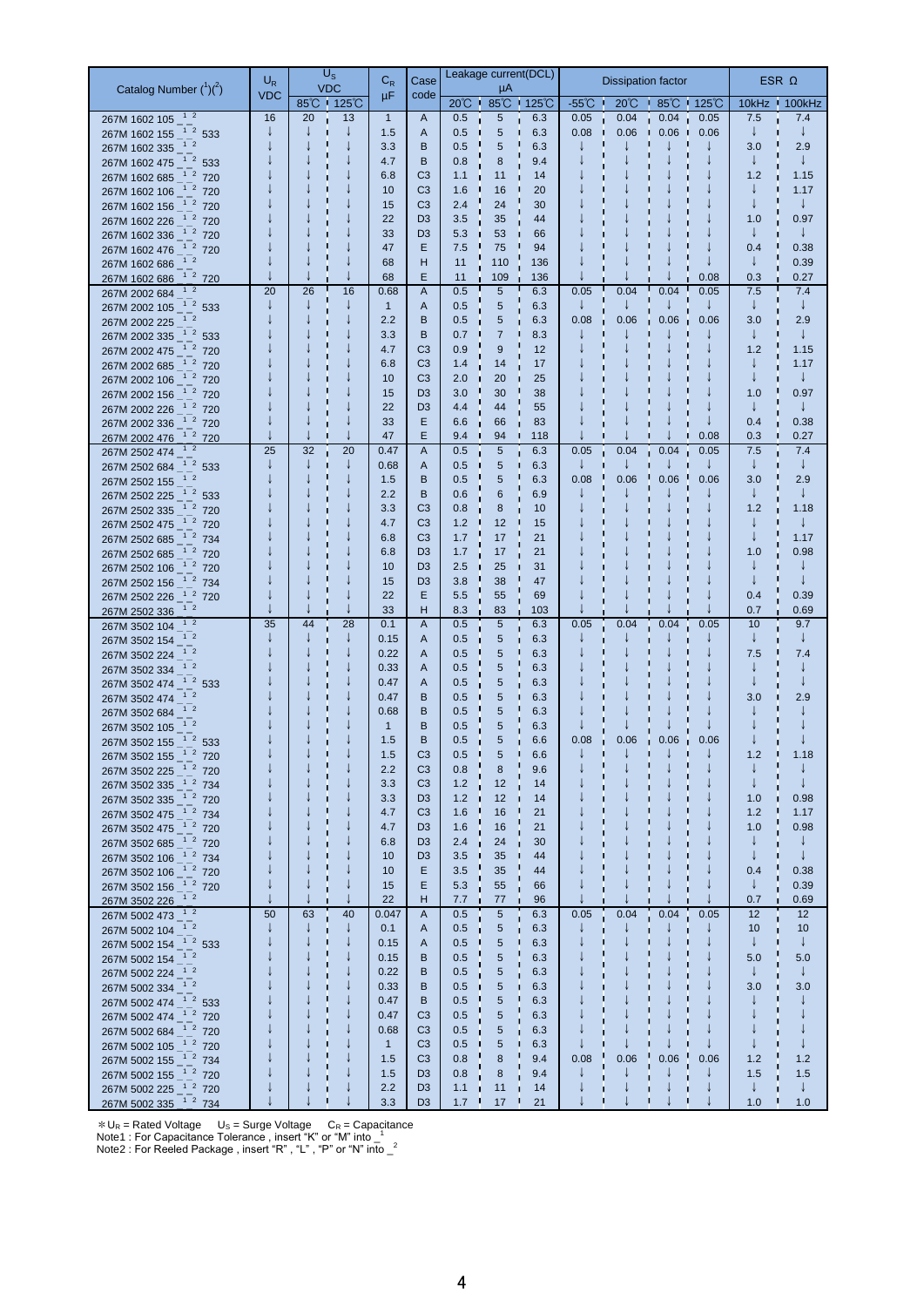| Catalog Number ([1])([2]) | $U_R$ VDC | $U_S$ VDC | | $C_R$ µF | Case code | Leakage current(DCL) µA | | | Dissipation factor | | | | ESR Ω | |
|---|---|---|---|---|---|---|---|---|---|---|---|---|---|---|
| | | 85℃ | 125℃ | | | 20℃ | 85℃ | 125℃ | -55℃ | 20℃ | 85℃ | 125℃ | 10kHz | 100kHz |
| 267M 1602 105 _ _ | 16 | 20 | 13 | 1 | A | 0.5 | 5 | 6.3 | 0.05 | 0.04 | 0.04 | 0.05 | 7.5 | 7.4 |
| 267M 1602 155 _ _ 533 | ↓ | ↓ | ↓ | 1.5 | A | 0.5 | 5 | 6.3 | 0.08 | 0.06 | 0.06 | 0.06 | ↓ | ↓ |
| 267M 1602 335 _ _ | ↓ | ↓ | ↓ | 3.3 | B | 0.5 | 5 | 6.3 | ↓ | ↓ | ↓ | ↓ | 3.0 | 2.9 |
| 267M 1602 475 _ _ 533 | ↓ | ↓ | ↓ | 4.7 | B | 0.8 | 8 | 9.4 | ↓ | ↓ | ↓ | ↓ | ↓ | ↓ |
| 267M 1602 685 _ _ 720 | ↓ | ↓ | ↓ | 6.8 | C3 | 1.1 | 11 | 14 | ↓ | ↓ | ↓ | ↓ | 1.2 | 1.15 |
| 267M 1602 106 _ _ 720 | ↓ | ↓ | ↓ | 10 | C3 | 1.6 | 16 | 20 | ↓ | ↓ | ↓ | ↓ | ↓ | 1.17 |
| 267M 1602 156 _ _ 720 | ↓ | ↓ | ↓ | 15 | C3 | 2.4 | 24 | 30 | ↓ | ↓ | ↓ | ↓ | ↓ | ↓ |
| 267M 1602 226 _ _ 720 | ↓ | ↓ | ↓ | 22 | D3 | 3.5 | 35 | 44 | ↓ | ↓ | ↓ | ↓ | 1.0 | 0.97 |
| 267M 1602 336 _ _ 720 | ↓ | ↓ | ↓ | 33 | D3 | 5.3 | 53 | 66 | ↓ | ↓ | ↓ | ↓ | ↓ | ↓ |
| 267M 1602 476 _ _ 720 | ↓ | ↓ | ↓ | 47 | E | 7.5 | 75 | 94 | ↓ | ↓ | ↓ | ↓ | 0.4 | 0.38 |
| 267M 1602 686 _ _ | ↓ | ↓ | ↓ | 68 | H | 11 | 110 | 136 | ↓ | ↓ | ↓ | ↓ | ↓ | 0.39 |
| 267M 1602 686 _ _ 720 | ↓ | ↓ | ↓ | 68 | E | 11 | 109 | 136 | ↓ | ↓ | ↓ | 0.08 | 0.3 | 0.27 |
| 267M 2002 684 _ _ | 20 | 26 | 16 | 0.68 | A | 0.5 | 5 | 6.3 | 0.05 | 0.04 | 0.04 | 0.05 | 7.5 | 7.4 |
| 267M 2002 105 _ _ 533 | ↓ | ↓ | ↓ | 1 | A | 0.5 | 5 | 6.3 | ↓ | ↓ | ↓ | ↓ | ↓ | ↓ |
| 267M 2002 225 _ _ | ↓ | ↓ | ↓ | 2.2 | B | 0.5 | 5 | 6.3 | 0.08 | 0.06 | 0.06 | 0.06 | 3.0 | 2.9 |
| 267M 2002 335 _ _ 533 | ↓ | ↓ | ↓ | 3.3 | B | 0.7 | 7 | 8.3 | ↓ | ↓ | ↓ | ↓ | ↓ | ↓ |
| 267M 2002 475 _ _ 720 | ↓ | ↓ | ↓ | 4.7 | C3 | 0.9 | 9 | 12 | ↓ | ↓ | ↓ | ↓ | 1.2 | 1.15 |
| 267M 2002 685 _ _ 720 | ↓ | ↓ | ↓ | 6.8 | C3 | 1.4 | 14 | 17 | ↓ | ↓ | ↓ | ↓ | ↓ | 1.17 |
| 267M 2002 106 _ _ 720 | ↓ | ↓ | ↓ | 10 | C3 | 2.0 | 20 | 25 | ↓ | ↓ | ↓ | ↓ | ↓ | ↓ |
| 267M 2002 156 _ _ 720 | ↓ | ↓ | ↓ | 15 | D3 | 3.0 | 30 | 38 | ↓ | ↓ | ↓ | ↓ | 1.0 | 0.97 |
| 267M 2002 226 _ _ 720 | ↓ | ↓ | ↓ | 22 | D3 | 4.4 | 44 | 55 | ↓ | ↓ | ↓ | ↓ | ↓ | ↓ |
| 267M 2002 336 _ _ 720 | ↓ | ↓ | ↓ | 33 | E | 6.6 | 66 | 83 | ↓ | ↓ | ↓ | ↓ | 0.4 | 0.38 |
| 267M 2002 476 _ _ 720 | ↓ | ↓ | ↓ | 47 | E | 9.4 | 94 | 118 | ↓ | ↓ | ↓ | 0.08 | 0.3 | 0.27 |
| 267M 2502 474 _ _ | 25 | 32 | 20 | 0.47 | A | 0.5 | 5 | 6.3 | 0.05 | 0.04 | 0.04 | 0.05 | 7.5 | 7.4 |
| 267M 2502 684 _ _ 533 | ↓ | ↓ | ↓ | 0.68 | A | 0.5 | 5 | 6.3 | ↓ | ↓ | ↓ | ↓ | ↓ | ↓ |
| 267M 2502 155 _ _ | ↓ | ↓ | ↓ | 1.5 | B | 0.5 | 5 | 6.3 | 0.08 | 0.06 | 0.06 | 0.06 | 3.0 | 2.9 |
| 267M 2502 225 _ _ 533 | ↓ | ↓ | ↓ | 2.2 | B | 0.6 | 6 | 6.9 | ↓ | ↓ | ↓ | ↓ | ↓ | ↓ |
| 267M 2502 335 _ _ 720 | ↓ | ↓ | ↓ | 3.3 | C3 | 0.8 | 8 | 10 | ↓ | ↓ | ↓ | ↓ | 1.2 | 1.18 |
| 267M 2502 475 _ _ 720 | ↓ | ↓ | ↓ | 4.7 | C3 | 1.2 | 12 | 15 | ↓ | ↓ | ↓ | ↓ | ↓ | ↓ |
| 267M 2502 685 _ _ 734 | ↓ | ↓ | ↓ | 6.8 | C3 | 1.7 | 17 | 21 | ↓ | ↓ | ↓ | ↓ | ↓ | 1.17 |
| 267M 2502 685 _ _ 720 | ↓ | ↓ | ↓ | 6.8 | D3 | 1.7 | 17 | 21 | ↓ | ↓ | ↓ | ↓ | 1.0 | 0.98 |
| 267M 2502 106 _ _ 720 | ↓ | ↓ | ↓ | 10 | D3 | 2.5 | 25 | 31 | ↓ | ↓ | ↓ | ↓ | ↓ | ↓ |
| 267M 2502 156 _ _ 734 | ↓ | ↓ | ↓ | 15 | D3 | 3.8 | 38 | 47 | ↓ | ↓ | ↓ | ↓ | ↓ | ↓ |
| 267M 2502 226 _ _ 720 | ↓ | ↓ | ↓ | 22 | E | 5.5 | 55 | 69 | ↓ | ↓ | ↓ | ↓ | 0.4 | 0.39 |
| 267M 2502 336 _ _ | ↓ | ↓ | ↓ | 33 | H | 8.3 | 83 | 103 | ↓ | ↓ | ↓ | ↓ | 0.7 | 0.69 |
| 267M 3502 104 _ _ | 35 | 44 | 28 | 0.1 | A | 0.5 | 5 | 6.3 | 0.05 | 0.04 | 0.04 | 0.05 | 10 | 9.7 |
| 267M 3502 154 _ _ | ↓ | ↓ | ↓ | 0.15 | A | 0.5 | 5 | 6.3 | ↓ | ↓ | ↓ | ↓ | ↓ | ↓ |
| 267M 3502 224 _ _ | ↓ | ↓ | ↓ | 0.22 | A | 0.5 | 5 | 6.3 | ↓ | ↓ | ↓ | ↓ | 7.5 | 7.4 |
| 267M 3502 334 _ _ | ↓ | ↓ | ↓ | 0.33 | A | 0.5 | 5 | 6.3 | ↓ | ↓ | ↓ | ↓ | ↓ | ↓ |
| 267M 3502 474 _ _ 533 | ↓ | ↓ | ↓ | 0.47 | A | 0.5 | 5 | 6.3 | ↓ | ↓ | ↓ | ↓ | ↓ | ↓ |
| 267M 3502 474 _ _ | ↓ | ↓ | ↓ | 0.47 | B | 0.5 | 5 | 6.3 | ↓ | ↓ | ↓ | ↓ | 3.0 | 2.9 |
| 267M 3502 684 _ _ | ↓ | ↓ | ↓ | 0.68 | B | 0.5 | 5 | 6.3 | ↓ | ↓ | ↓ | ↓ | ↓ | ↓ |
| 267M 3502 105 _ _ | ↓ | ↓ | ↓ | 1 | B | 0.5 | 5 | 6.3 | ↓ | ↓ | ↓ | ↓ | ↓ | ↓ |
| 267M 3502 155 _ _ 533 | ↓ | ↓ | ↓ | 1.5 | B | 0.5 | 5 | 6.6 | 0.08 | 0.06 | 0.06 | 0.06 | ↓ | ↓ |
| 267M 3502 155 _ _ 720 | ↓ | ↓ | ↓ | 1.5 | C3 | 0.5 | 5 | 6.6 | ↓ | ↓ | ↓ | ↓ | 1.2 | 1.18 |
| 267M 3502 225 _ _ 720 | ↓ | ↓ | ↓ | 2.2 | C3 | 0.8 | 8 | 9.6 | ↓ | ↓ | ↓ | ↓ | ↓ | ↓ |
| 267M 3502 335 _ _ 734 | ↓ | ↓ | ↓ | 3.3 | C3 | 1.2 | 12 | 14 | ↓ | ↓ | ↓ | ↓ | ↓ | ↓ |
| 267M 3502 335 _ _ 720 | ↓ | ↓ | ↓ | 3.3 | D3 | 1.2 | 12 | 14 | ↓ | ↓ | ↓ | ↓ | 1.0 | 0.98 |
| 267M 3502 475 _ _ 734 | ↓ | ↓ | ↓ | 4.7 | C3 | 1.6 | 16 | 21 | ↓ | ↓ | ↓ | ↓ | 1.2 | 1.17 |
| 267M 3502 475 _ _ 720 | ↓ | ↓ | ↓ | 4.7 | D3 | 1.6 | 16 | 21 | ↓ | ↓ | ↓ | ↓ | 1.0 | 0.98 |
| 267M 3502 685 _ _ 720 | ↓ | ↓ | ↓ | 6.8 | D3 | 2.4 | 24 | 30 | ↓ | ↓ | ↓ | ↓ | ↓ | ↓ |
| 267M 3502 106 _ _ 734 | ↓ | ↓ | ↓ | 10 | D3 | 3.5 | 35 | 44 | ↓ | ↓ | ↓ | ↓ | ↓ | ↓ |
| 267M 3502 106 _ _ 720 | ↓ | ↓ | ↓ | 10 | E | 3.5 | 35 | 44 | ↓ | ↓ | ↓ | ↓ | 0.4 | 0.38 |
| 267M 3502 156 _ _ 720 | ↓ | ↓ | ↓ | 15 | E | 5.3 | 55 | 66 | ↓ | ↓ | ↓ | ↓ | ↓ | 0.39 |
| 267M 3502 226 _ _ | ↓ | ↓ | ↓ | 22 | H | 7.7 | 77 | 96 | ↓ | ↓ | ↓ | ↓ | 0.7 | 0.69 |
| 267M 5002 473 _ _ | 50 | 63 | 40 | 0.047 | A | 0.5 | 5 | 6.3 | 0.05 | 0.04 | 0.04 | 0.05 | 12 | 12 |
| 267M 5002 104 _ _ | ↓ | ↓ | ↓ | 0.1 | A | 0.5 | 5 | 6.3 | ↓ | ↓ | ↓ | ↓ | 10 | 10 |
| 267M 5002 154 _ _ 533 | ↓ | ↓ | ↓ | 0.15 | A | 0.5 | 5 | 6.3 | ↓ | ↓ | ↓ | ↓ | ↓ | ↓ |
| 267M 5002 154 _ _ | ↓ | ↓ | ↓ | 0.15 | B | 0.5 | 5 | 6.3 | ↓ | ↓ | ↓ | ↓ | 5.0 | 5.0 |
| 267M 5002 224 _ _ | ↓ | ↓ | ↓ | 0.22 | B | 0.5 | 5 | 6.3 | ↓ | ↓ | ↓ | ↓ | ↓ | ↓ |
| 267M 5002 334 _ _ | ↓ | ↓ | ↓ | 0.33 | B | 0.5 | 5 | 6.3 | ↓ | ↓ | ↓ | ↓ | 3.0 | 3.0 |
| 267M 5002 474 _ _ 533 | ↓ | ↓ | ↓ | 0.47 | B | 0.5 | 5 | 6.3 | ↓ | ↓ | ↓ | ↓ | ↓ | ↓ |
| 267M 5002 474 _ _ 720 | ↓ | ↓ | ↓ | 0.47 | C3 | 0.5 | 5 | 6.3 | ↓ | ↓ | ↓ | ↓ | ↓ | ↓ |
| 267M 5002 684 _ _ 720 | ↓ | ↓ | ↓ | 0.68 | C3 | 0.5 | 5 | 6.3 | ↓ | ↓ | ↓ | ↓ | ↓ | ↓ |
| 267M 5002 105 _ _ 720 | ↓ | ↓ | ↓ | 1 | C3 | 0.5 | 5 | 6.3 | ↓ | ↓ | ↓ | ↓ | ↓ | ↓ |
| 267M 5002 155 _ _ 734 | ↓ | ↓ | ↓ | 1.5 | C3 | 0.8 | 8 | 9.4 | 0.08 | 0.06 | 0.06 | 0.06 | 1.2 | 1.2 |
| 267M 5002 155 _ _ 720 | ↓ | ↓ | ↓ | 1.5 | D3 | 0.8 | 8 | 9.4 | ↓ | ↓ | ↓ | ↓ | 1.5 | 1.5 |
| 267M 5002 225 _ _ 720 | ↓ | ↓ | ↓ | 2.2 | D3 | 1.1 | 11 | 14 | ↓ | ↓ | ↓ | ↓ | ↓ | ↓ |
| 267M 5002 335 _ _ 734 | ↓ | ↓ | ↓ | 3.3 | D3 | 1.7 | 17 | 21 | ↓ | ↓ | ↓ | ↓ | 1.0 | 1.0 |

※$U_R$ = Rated Voltage  $U_S$ = Surge Voltage  $C_R$ = Capacitance
Note1 : For Capacitance Tolerance , insert "K" or "M" into _[1]
Note2 : For Reeled Package , insert "R" , "L" , "P" or "N" into _[2]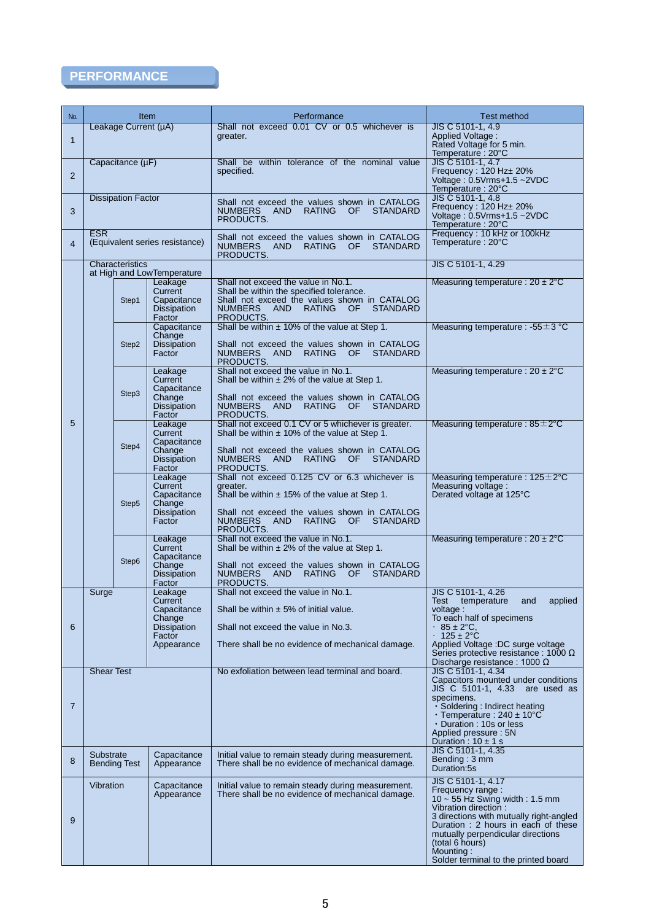## PERFORMANCE

| No. | Item | | | Performance | Test method |
|---|---|---|---|---|---|
| 1 | Leakage Current (μA) | | | Shall not exceed 0.01 CV or 0.5 whichever is greater. | JIS C 5101-1, 4.9<br>Applied Voltage :<br>Rated Voltage for 5 min.<br>Temperature : 20°C |
| 2 | Capacitance (μF) | | | Shall be within tolerance of the nominal value specified. | JIS C 5101-1, 4.7<br>Frequency : 120 Hz± 20%<br>Voltage : 0.5Vrms+1.5 ~2VDC<br>Temperature : 20°C |
| 3 | Dissipation Factor | | | Shall not exceed the values shown in CATALOG NUMBERS AND RATING OF STANDARD PRODUCTS. | JIS C 5101-1, 4.8<br>Frequency : 120 Hz± 20%<br>Voltage : 0.5Vrms+1.5 ~2VDC<br>Temperature : 20°C |
| 4 | ESR<br>(Equivalent series resistance) | | | Shall not exceed the values shown in CATALOG NUMBERS AND RATING OF STANDARD PRODUCTS. | Frequency : 10 kHz or 100kHz<br>Temperature : 20°C |
| 5 | Characteristics at High and LowTemperature | | | | JIS C 5101-1, 4.29 |
| | | Step1 | Leakage Current<br>Capacitance<br>Dissipation Factor | Shall not exceed the value in No.1.<br>Shall be within the specified tolerance.<br>Shall not exceed the values shown in CATALOG NUMBERS AND RATING OF STANDARD PRODUCTS. | Measuring temperature : 20 ± 2°C |
| | | Step2 | Capacitance Change<br>Dissipation Factor | Shall be within ± 10% of the value at Step 1.<br>Shall not exceed the values shown in CATALOG NUMBERS AND RATING OF STANDARD PRODUCTS. | Measuring temperature : -55±3 °C |
| | | Step3 | Leakage Current<br>Capacitance Change<br>Dissipation Factor | Shall not exceed the value in No.1.<br>Shall be within ± 2% of the value at Step 1.<br>Shall not exceed the values shown in CATALOG NUMBERS AND RATING OF STANDARD PRODUCTS. | Measuring temperature : 20 ± 2°C |
| | | Step4 | Leakage Current<br>Capacitance Change<br>Dissipation Factor | Shall not exceed 0.1 CV or 5 whichever is greater.<br>Shall be within ± 10% of the value at Step 1.<br>Shall not exceed the values shown in CATALOG NUMBERS AND RATING OF STANDARD PRODUCTS. | Measuring temperature : 85±2°C |
| | | Step5 | Leakage Current<br>Capacitance Change<br>Dissipation Factor | Shall not exceed 0.125 CV or 6.3 whichever is greater.<br>Shall be within ± 15% of the value at Step 1.<br>Shall not exceed the values shown in CATALOG NUMBERS AND RATING OF STANDARD PRODUCTS. | Measuring temperature : 125±2°C<br>Measuring voltage :<br>Derated voltage at 125°C |
| | | Step6 | Leakage Current<br>Capacitance Change<br>Dissipation Factor | Shall not exceed the value in No.1.<br>Shall be within ± 2% of the value at Step 1.<br>Shall not exceed the values shown in CATALOG NUMBERS AND RATING OF STANDARD PRODUCTS. | Measuring temperature : 20 ± 2°C |
| 6 | Surge | | Leakage Current<br>Capacitance Change<br>Dissipation Factor<br>Appearance | Shall not exceed the value in No.1.<br>Shall be within ± 5% of initial value.<br>Shall not exceed the value in No.3.<br>There shall be no evidence of mechanical damage. | JIS C 5101-1, 4.26<br>Test temperature and applied voltage :<br>To each half of specimens<br>· 85 ± 2°C,<br>· 125 ± 2°C<br>Applied Voltage :DC surge voltage<br>Series protective resistance : 1000 Ω<br>Discharge resistance : 1000 Ω |
| 7 | Shear Test | | | No exfoliation between lead terminal and board. | JIS C 5101-1, 4.34<br>Capacitors mounted under conditions JIS C 5101-1, 4.33 are used as specimens.<br>・Soldering : Indirect heating<br>・Temperature : 240 ± 10°C<br>・Duration : 10s or less<br>Applied pressure : 5N<br>Duration : 10 ± 1 s |
| 8 | Substrate Bending Test | | Capacitance<br>Appearance | Initial value to remain steady during measurement.<br>There shall be no evidence of mechanical damage. | JIS C 5101-1, 4.35<br>Bending : 3 mm<br>Duration:5s |
| 9 | Vibration | | Capacitance<br>Appearance | Initial value to remain steady during measurement.<br>There shall be no evidence of mechanical damage. | JIS C 5101-1, 4.17<br>Frequency range :<br>10 ~ 55 Hz Swing width : 1.5 mm<br>Vibration direction :<br>3 directions with mutually right-angled<br>Duration : 2 hours in each of these mutually perpendicular directions (total 6 hours)<br>Mounting :<br>Solder terminal to the printed board |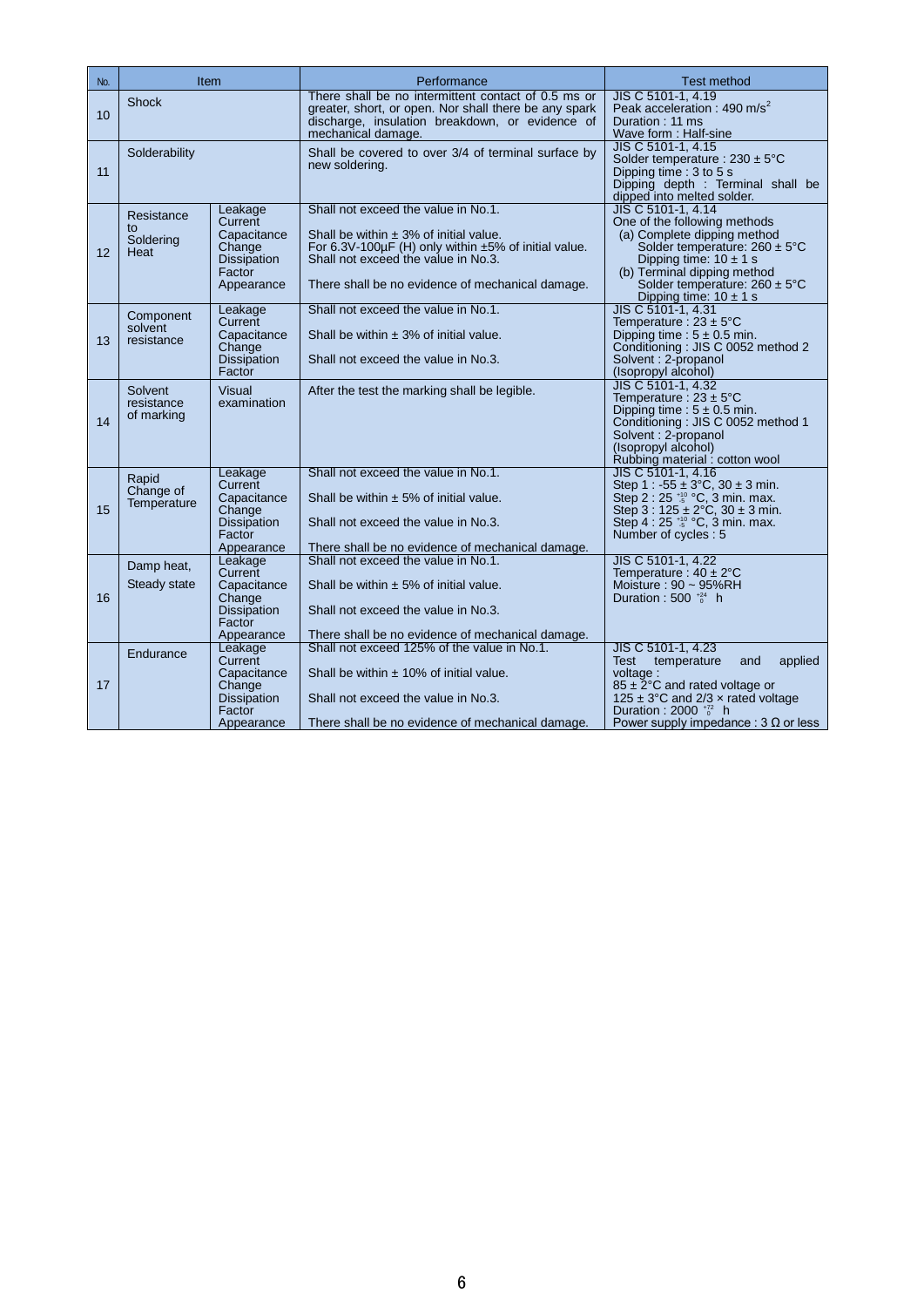| No. | Item | | Performance | Test method |
|---|---|---|---|---|
| 10 | Shock | | There shall be no intermittent contact of 0.5 ms or greater, short, or open. Nor shall there be any spark discharge, insulation breakdown, or evidence of mechanical damage. | JIS C 5101-1, 4.19<br>Peak acceleration : 490 $m/s^2$<br>Duration : 11 ms<br>Wave form : Half-sine |
| 11 | Solderability | | Shall be covered to over 3/4 of terminal surface by new soldering. | JIS C 5101-1, 4.15<br>Solder temperature : 230 ± 5°C<br>Dipping time : 3 to 5 s<br>Dipping depth : Terminal shall be dipped into melted solder. |
| 12 | Resistance to Soldering Heat | Leakage Current | Shall not exceed the value in No.1. | JIS C 5101-1, 4.14<br>One of the following methods<br>(a) Complete dipping method<br>Solder temperature: 260 ± 5°C<br>Dipping time: 10 ± 1 s<br>(b) Terminal dipping method<br>Solder temperature: 260 ± 5°C<br>Dipping time: 10 ± 1 s |
| | | Capacitance Change | Shall be within ± 3% of initial value.<br>For 6.3V-100µF (H) only within ±5% of initial value. | |
| | | Dissipation Factor | Shall not exceed the value in No.3. | |
| | | Appearance | There shall be no evidence of mechanical damage. | |
| 13 | Component solvent resistance | Leakage Current | Shall not exceed the value in No.1. | JIS C 5101-1, 4.31<br>Temperature : 23 ± 5°C<br>Dipping time : 5 ± 0.5 min.<br>Conditioning : JIS C 0052 method 2<br>Solvent : 2-propanol (Isopropyl alcohol) |
| | | Capacitance Change | Shall be within ± 3% of initial value. | |
| | | Dissipation Factor | Shall not exceed the value in No.3. | |
| 14 | Solvent resistance of marking | Visual examination | After the test the marking shall be legible. | JIS C 5101-1, 4.32<br>Temperature : 23 ± 5°C<br>Dipping time : 5 ± 0.5 min.<br>Conditioning : JIS C 0052 method 1<br>Solvent : 2-propanol (Isopropyl alcohol)<br>Rubbing material : cotton wool |
| 15 | Rapid Change of Temperature | Leakage Current | Shall not exceed the value in No.1. | JIS C 5101-1, 4.16<br>Step 1 : -55 ± 3°C, 30 ± 3 min.<br>Step 2 : 25 $^{+10}_{-5}$ °C, 3 min. max.<br>Step 3 : 125 ± 2°C, 30 ± 3 min.<br>Step 4 : 25 $^{+10}_{-5}$ °C, 3 min. max.<br>Number of cycles : 5 |
| | | Capacitance Change | Shall be within ± 5% of initial value. | |
| | | Dissipation Factor | Shall not exceed the value in No.3. | |
| | | Appearance | There shall be no evidence of mechanical damage. | |
| 16 | Damp heat, Steady state | Leakage Current | Shall not exceed the value in No.1. | JIS C 5101-1, 4.22<br>Temperature : 40 ± 2°C<br>Moisture : 90 ~ 95%RH<br>Duration : 500 $^{+24}_{0}$ h |
| | | Capacitance Change | Shall be within ± 5% of initial value. | |
| | | Dissipation Factor | Shall not exceed the value in No.3. | |
| | | Appearance | There shall be no evidence of mechanical damage. | |
| 17 | Endurance | Leakage Current | Shall not exceed 125% of the value in No.1. | JIS C 5101-1, 4.23<br>Test temperature and applied voltage :<br>85 ± 2°C and rated voltage or<br>125 ± 3°C and 2/3 × rated voltage<br>Duration : 2000 $^{+72}_{0}$ h<br>Power supply impedance : 3 Ω or less |
| | | Capacitance Change | Shall be within ± 10% of initial value. | |
| | | Dissipation Factor | Shall not exceed the value in No.3. | |
| | | Appearance | There shall be no evidence of mechanical damage. | |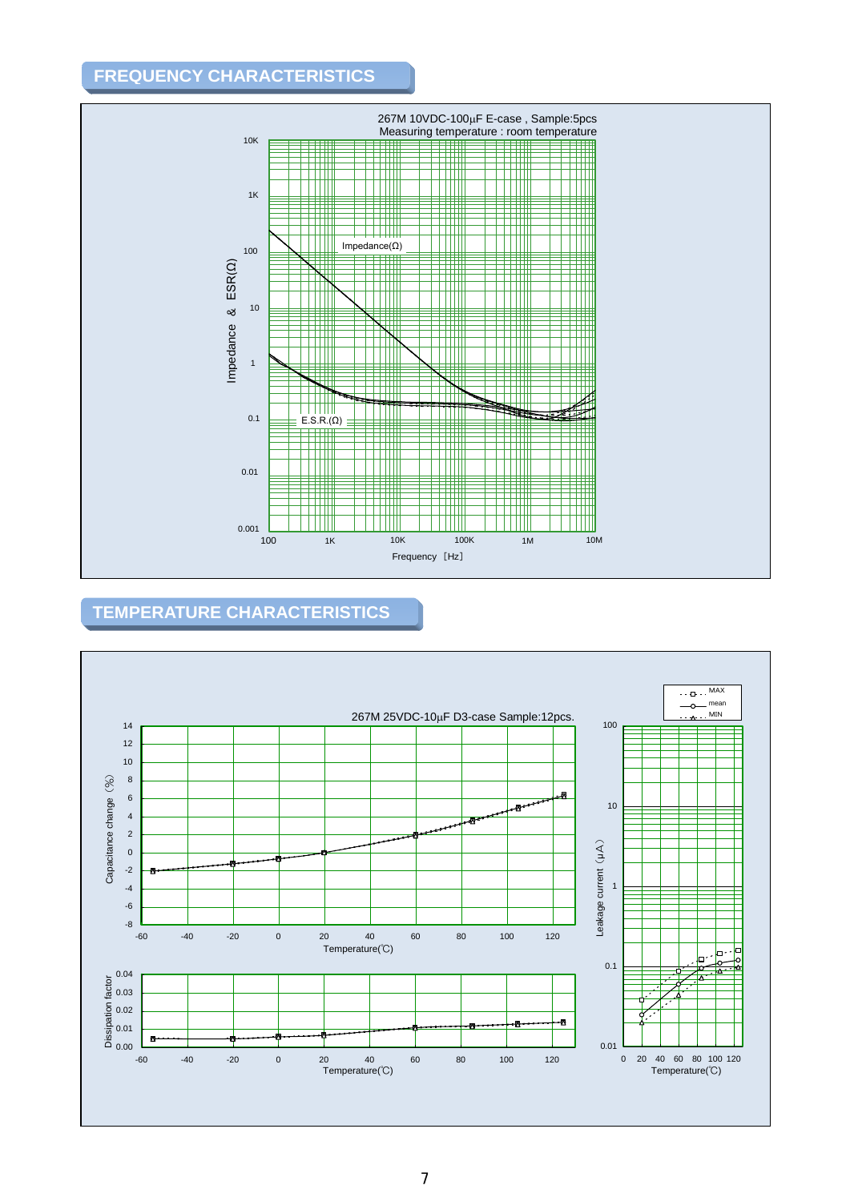## FREQUENCY CHARACTERISTICS

267M 10VDC-100μF E-case , Sample:5pcs
Measuring temperature : room temperature

Impedance & ESR(Ω)

10K
1K
100
10
1
0.1
0.01
0.001

Impedance(Ω)

E.S.R.(Ω)

100 1K 10K 100K 1M 10M

Frequency [Hz]

## TEMPERATURE CHARACTERISTICS

267M 25VDC-10μF D3-case Sample:12pcs.

Capacitance change (%)

14
12
10
8
6
4
2
0
-2
-4
-6
-8

-60 -40 -20 0 20 40 60 80 100 120

Temperature(℃)

Dissipation factor

0.04
0.03
0.02
0.01
0.00

-60 -40 -20 0 20 40 60 80 100 120

Temperature(℃)

MAX
mean
MIN

Leakage current (μA)

100
10
1
0.1
0.01

0 20 40 60 80 100 120

Temperature(℃)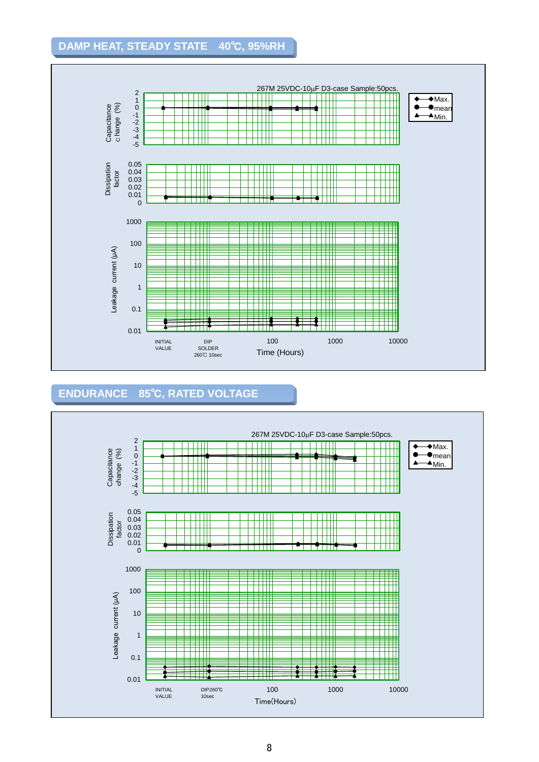## DAMP HEAT, STEADY STATE　40℃, 95%RH

267M 25VDC-10μF D3-case Sample:50pcs.

Max.
mean
Min.

Capacitance change (%)

2
1
0
-1
-2
-3
-4
-5

Dissipation factor

0.05
0.04
0.03
0.02
0.01
0

Leakage current (μA)

1000
100
10
1
0.1
0.01

INITIAL VALUE　DIP SOLDER 260℃ 10sec　100　1000　10000

Time (Hours)

## ENDURANCE　85℃, RATED VOLTAGE

267M 25VDC-10μF D3-case Sample:50pcs.

Max.
mean
Min.

Capacitance change (%)

2
1
0
-1
-2
-3
-4
-5

Dissipation factor

0.05
0.04
0.03
0.02
0.01
0

Leakage current (μA)

1000
100
10
1
0.1
0.01

INITIAL VALUE　DIP260℃ 10sec　100　1000　10000

Time(Hours)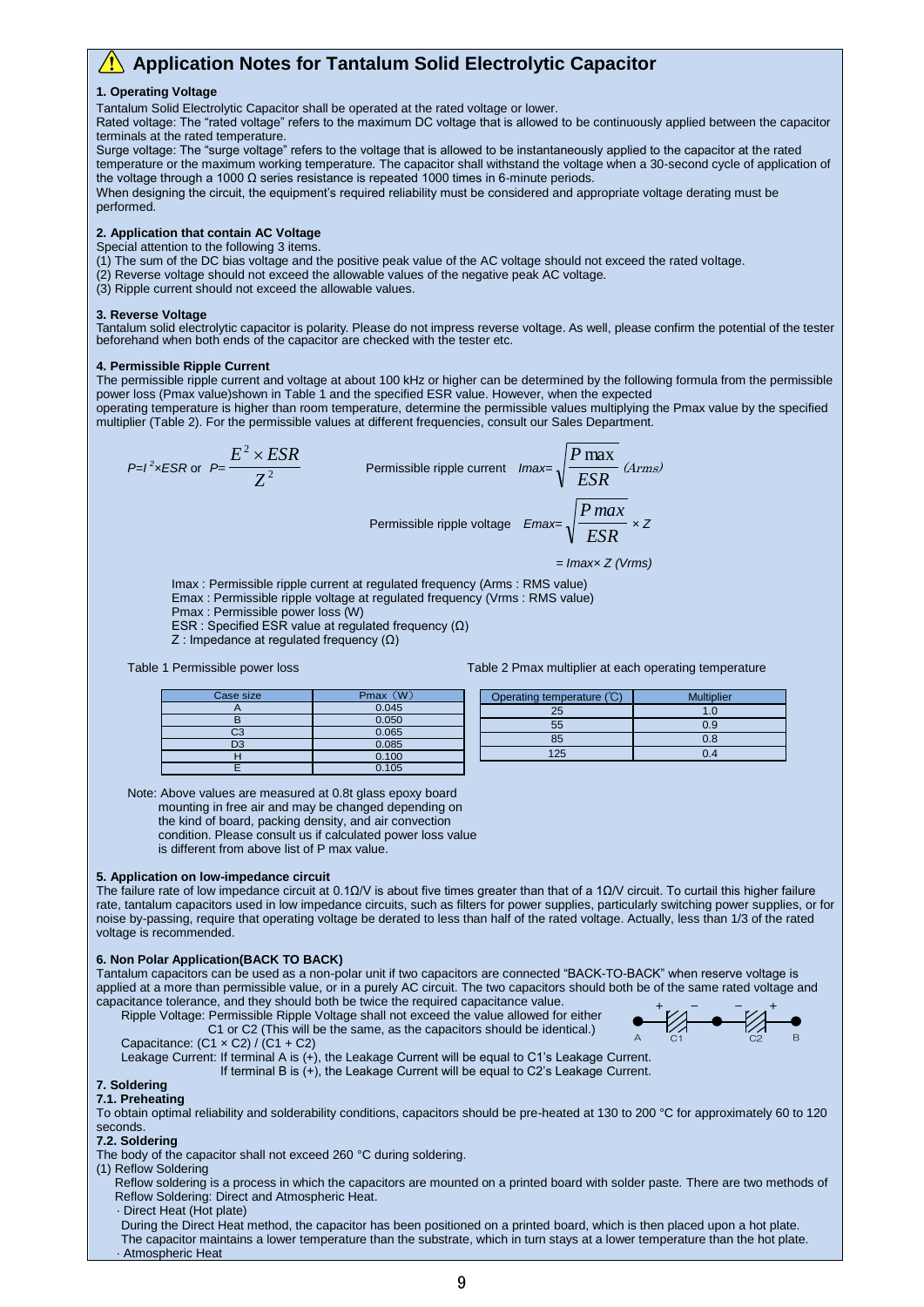# ⚠ Application Notes for Tantalum Solid Electrolytic Capacitor

### 1. Operating Voltage

Tantalum Solid Electrolytic Capacitor shall be operated at the rated voltage or lower.

Rated voltage: The "rated voltage" refers to the maximum DC voltage that is allowed to be continuously applied between the capacitor terminals at the rated temperature.

Surge voltage: The "surge voltage" refers to the voltage that is allowed to be instantaneously applied to the capacitor at the rated temperature or the maximum working temperature. The capacitor shall withstand the voltage when a 30-second cycle of application of the voltage through a 1000 Ω series resistance is repeated 1000 times in 6-minute periods.

When designing the circuit, the equipment's required reliability must be considered and appropriate voltage derating must be performed.

### 2. Application that contain AC Voltage

Special attention to the following 3 items.

(1) The sum of the DC bias voltage and the positive peak value of the AC voltage should not exceed the rated voltage.
(2) Reverse voltage should not exceed the allowable values of the negative peak AC voltage.
(3) Ripple current should not exceed the allowable values.

### 3. Reverse Voltage

Tantalum solid electrolytic capacitor is polarity. Please do not impress reverse voltage. As well, please confirm the potential of the tester beforehand when both ends of the capacitor are checked with the tester etc.

### 4. Permissible Ripple Current

The permissible ripple current and voltage at about 100 kHz or higher can be determined by the following formula from the permissible power loss (Pmax value)shown in Table 1 and the specified ESR value. However, when the expected operating temperature is higher than room temperature, determine the permissible values multiplying the Pmax value by the specified multiplier (Table 2). For the permissible values at different frequencies, consult our Sales Department.

$$P = I^2 \times ESR \quad \text{or} \quad P = \frac{E^2 \times ESR}{Z^2}$$

Permissible ripple current $$Imax = \sqrt{\frac{P\,max}{ESR}} \; (Arms)$$

Permissible ripple voltage $$Emax = \sqrt{\frac{P\,max}{ESR}} \times Z$$

$$= Imax \times Z \; (Vrms)$$

Imax : Permissible ripple current at regulated frequency (Arms : RMS value)
Emax : Permissible ripple voltage at regulated frequency (Vrms : RMS value)
Pmax : Permissible power loss (W)
ESR : Specified ESR value at regulated frequency (Ω)
Z : Impedance at regulated frequency (Ω)

Table 1 Permissible power loss

| Case size | Pmax（W） |
|---|---|
| A | 0.045 |
| B | 0.050 |
| C3 | 0.065 |
| D3 | 0.085 |
| H | 0.100 |
| E | 0.105 |

Table 2 Pmax multiplier at each operating temperature

| Operating temperature (℃) | Multiplier |
|---|---|
| 25 | 1.0 |
| 55 | 0.9 |
| 85 | 0.8 |
| 125 | 0.4 |

Note: Above values are measured at 0.8t glass epoxy board mounting in free air and may be changed depending on the kind of board, packing density, and air convection condition. Please consult us if calculated power loss value is different from above list of P max value.

### 5. Application on low-impedance circuit

The failure rate of low impedance circuit at 0.1Ω/V is about five times greater than that of a 1Ω/V circuit. To curtail this higher failure rate, tantalum capacitors used in low impedance circuits, such as filters for power supplies, particularly switching power supplies, or for noise by-passing, require that operating voltage be derated to less than half of the rated voltage. Actually, less than 1/3 of the rated voltage is recommended.

### 6. Non Polar Application(BACK TO BACK)

Tantalum capacitors can be used as a non-polar unit if two capacitors are connected "BACK-TO-BACK" when reserve voltage is applied at a more than permissible value, or in a purely AC circuit. The two capacitors should both be of the same rated voltage and capacitance tolerance, and they should both be twice the required capacitance value.

Ripple Voltage: Permissible Ripple Voltage shall not exceed the value allowed for either C1 or C2 (This will be the same, as the capacitors should be identical.)

Capacitance: (C1 × C2) / (C1 + C2)

Leakage Current: If terminal A is (+), the Leakage Current will be equal to C1's Leakage Current.
If terminal B is (+), the Leakage Current will be equal to C2's Leakage Current.

### 7. Soldering

#### 7.1. Preheating

To obtain optimal reliability and solderability conditions, capacitors should be pre-heated at 130 to 200 °C for approximately 60 to 120 seconds.

#### 7.2. Soldering

The body of the capacitor shall not exceed 260 °C during soldering.

(1) Reflow Soldering

Reflow soldering is a process in which the capacitors are mounted on a printed board with solder paste. There are two methods of Reflow Soldering: Direct and Atmospheric Heat.

· Direct Heat (Hot plate)

During the Direct Heat method, the capacitor has been positioned on a printed board, which is then placed upon a hot plate. The capacitor maintains a lower temperature than the substrate, which in turn stays at a lower temperature than the hot plate.

· Atmospheric Heat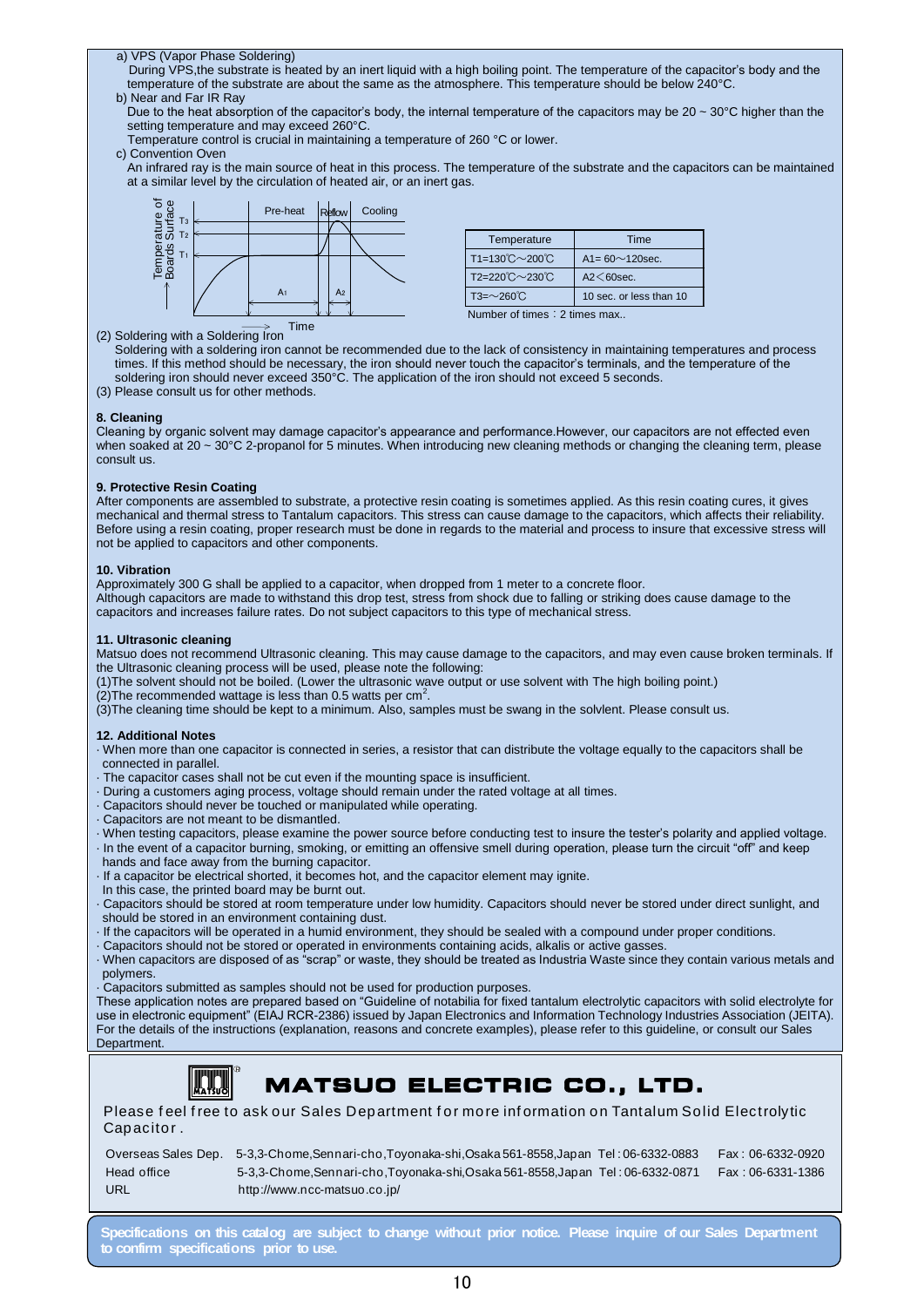a) VPS (Vapor Phase Soldering)

During VPS,the substrate is heated by an inert liquid with a high boiling point. The temperature of the capacitor's body and the temperature of the substrate are about the same as the atmosphere. This temperature should be below 240°C.

b) Near and Far IR Ray

Due to the heat absorption of the capacitor's body, the internal temperature of the capacitors may be 20 ~ 30°C higher than the setting temperature and may exceed 260°C.

Temperature control is crucial in maintaining a temperature of 260 °C or lower.

c) Convention Oven

An infrared ray is the main source of heat in this process. The temperature of the substrate and the capacitors can be maintained at a similar level by the circulation of heated air, or an inert gas.

Temperature of Boards Surface
T3
T2
T1
Pre-heat
Reflow
Cooling
A1
A2
Time

| Temperature | Time |
|---|---|
| T1=130℃～200℃ | A1= 60～120sec. |
| T2=220℃～230℃ | A2＜60sec. |
| T3=～260℃ | 10 sec. or less than 10 |

Number of times：2 times max..

(2) Soldering with a Soldering Iron

Soldering with a soldering iron cannot be recommended due to the lack of consistency in maintaining temperatures and process times. If this method should be necessary, the iron should never touch the capacitor's terminals, and the temperature of the soldering iron should never exceed 350°C. The application of the iron should not exceed 5 seconds.

(3) Please consult us for other methods.

## 8. Cleaning

Cleaning by organic solvent may damage capacitor's appearance and performance.However, our capacitors are not effected even when soaked at 20 ~ 30°C 2-propanol for 5 minutes. When introducing new cleaning methods or changing the cleaning term, please consult us.

## 9. Protective Resin Coating

After components are assembled to substrate, a protective resin coating is sometimes applied. As this resin coating cures, it gives mechanical and thermal stress to Tantalum capacitors. This stress can cause damage to the capacitors, which affects their reliability. Before using a resin coating, proper research must be done in regards to the material and process to insure that excessive stress will not be applied to capacitors and other components.

## 10. Vibration

Approximately 300 G shall be applied to a capacitor, when dropped from 1 meter to a concrete floor.
Although capacitors are made to withstand this drop test, stress from shock due to falling or striking does cause damage to the capacitors and increases failure rates. Do not subject capacitors to this type of mechanical stress.

## 11. Ultrasonic cleaning

Matsuo does not recommend Ultrasonic cleaning. This may cause damage to the capacitors, and may even cause broken terminals. If the Ultrasonic cleaning process will be used, please note the following:

(1)The solvent should not be boiled. (Lower the ultrasonic wave output or use solvent with The high boiling point.)
(2)The recommended wattage is less than 0.5 watts per $cm^2$.
(3)The cleaning time should be kept to a minimum. Also, samples must be swang in the solvlent. Please consult us.

## 12. Additional Notes

· When more than one capacitor is connected in series, a resistor that can distribute the voltage equally to the capacitors shall be connected in parallel.
· The capacitor cases shall not be cut even if the mounting space is insufficient.
· During a customers aging process, voltage should remain under the rated voltage at all times.
· Capacitors should never be touched or manipulated while operating.
· Capacitors are not meant to be dismantled.
· When testing capacitors, please examine the power source before conducting test to insure the tester's polarity and applied voltage.
· In the event of a capacitor burning, smoking, or emitting an offensive smell during operation, please turn the circuit "off" and keep hands and face away from the burning capacitor.
· If a capacitor be electrical shorted, it becomes hot, and the capacitor element may ignite.
In this case, the printed board may be burnt out.
· Capacitors should be stored at room temperature under low humidity. Capacitors should never be stored under direct sunlight, and should be stored in an environment containing dust.
· If the capacitors will be operated in a humid environment, they should be sealed with a compound under proper conditions.
· Capacitors should not be stored or operated in environments containing acids, alkalis or active gasses.
· When capacitors are disposed of as "scrap" or waste, they should be treated as Industria Waste since they contain various metals and polymers.
· Capacitors submitted as samples should not be used for production purposes.

These application notes are prepared based on "Guideline of notabilia for fixed tantalum electrolytic capacitors with solid electrolyte for use in electronic equipment" (EIAJ RCR-2386) issued by Japan Electronics and Information Technology Industries Association (JEITA). For the details of the instructions (explanation, reasons and concrete examples), please refer to this guideline, or consult our Sales Department.

# MATSUO ELECTRIC CO., LTD.

Please feel free to ask our Sales Department for more information on Tantalum Solid Electrolytic Capacitor.

| | | | |
|---|---|---|---|
| Overseas Sales Dep. | 5-3,3-Chome,Sennari-cho,Toyonaka-shi,Osaka 561-8558,Japan | Tel : 06-6332-0883 | Fax : 06-6332-0920 |
| Head office | 5-3,3-Chome,Sennari-cho,Toyonaka-shi,Osaka 561-8558,Japan | Tel : 06-6332-0871 | Fax : 06-6331-1386 |
| URL | http://www.ncc-matsuo.co.jp/ | | |

**Specifications on this catalog are subject to change without prior notice. Please inquire of our Sales Department to confirm specifications prior to use.**